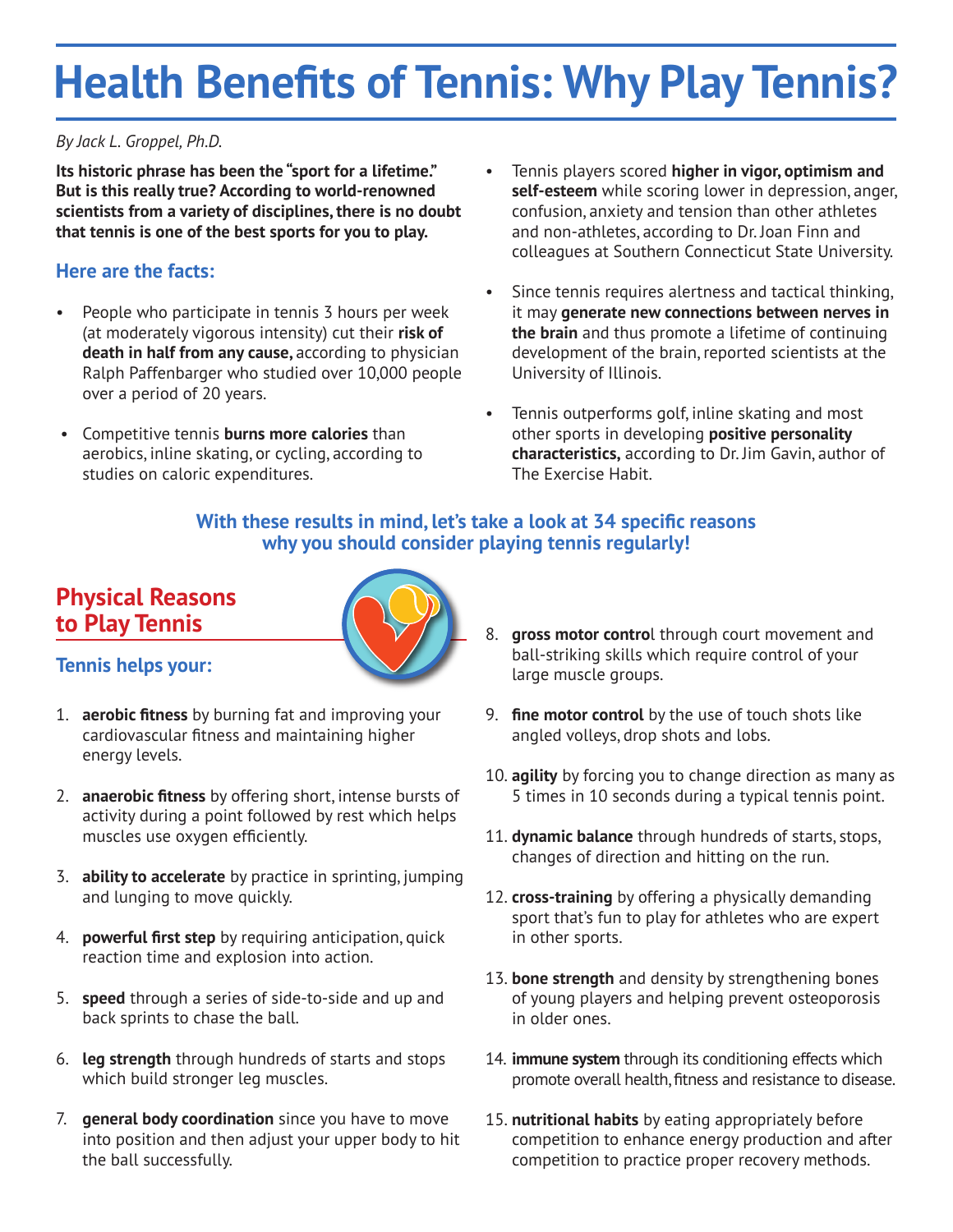# Health Benefits of Tennis: Why Play Tennis?

*By Jack L. Groppel, Ph.D.*

**Its historic phrase has been the "sport for a lifetime." But is this really true? According to world-renowned scientists from a variety of disciplines, there is no doubt that tennis is one of the best sports for you to play.**

## Here are the facts:

- People who participate in tennis 3 hours per week (at moderately vigorous intensity) cut their **risk of death in half from any cause,** according to physician Ralph Paffenbarger who studied over 10,000 people over a period of 20 years.
- Competitive tennis **burns more calories** than aerobics, inline skating, or cycling, according to studies on caloric expenditures.
- Tennis players scored **higher in vigor, optimism and self-esteem** while scoring lower in depression, anger, confusion, anxiety and tension than other athletes and non-athletes, according to Dr. Joan Finn and colleagues at Southern Connecticut State University.
- Since tennis requires alertness and tactical thinking, it may **generate new connections between nerves in the brain** and thus promote a lifetime of continuing development of the brain, reported scientists at the University of Illinois.
- Tennis outperforms golf, inline skating and most other sports in developing **positive personality characteristics,** according to Dr. Jim Gavin, author of The Exercise Habit.

**With these results in mind, let's take a look at 34 specific reasons why you should consider playing tennis regularly!**

## Physical Reasons to Play Tennis

### Tennis helps your:

1. **aerobic fitness** by burning fat and improving your cardiovascular fitness and maintaining higher energy levels.
2. **anaerobic fitness** by offering short, intense bursts of activity during a point followed by rest which helps muscles use oxygen efficiently.
3. **ability to accelerate** by practice in sprinting, jumping and lunging to move quickly.
4. **powerful first step** by requiring anticipation, quick reaction time and explosion into action.
5. **speed** through a series of side-to-side and up and back sprints to chase the ball.
6. **leg strength** through hundreds of starts and stops which build stronger leg muscles.
7. **general body coordination** since you have to move into position and then adjust your upper body to hit the ball successfully.
8. **gross motor control** through court movement and ball-striking skills which require control of your large muscle groups.
9. **fine motor control** by the use of touch shots like angled volleys, drop shots and lobs.
10. **agility** by forcing you to change direction as many as 5 times in 10 seconds during a typical tennis point.
11. **dynamic balance** through hundreds of starts, stops, changes of direction and hitting on the run.
12. **cross-training** by offering a physically demanding sport that's fun to play for athletes who are expert in other sports.
13. **bone strength** and density by strengthening bones of young players and helping prevent osteoporosis in older ones.
14. **immune system** through its conditioning effects which promote overall health, fitness and resistance to disease.
15. **nutritional habits** by eating appropriately before competition to enhance energy production and after competition to practice proper recovery methods.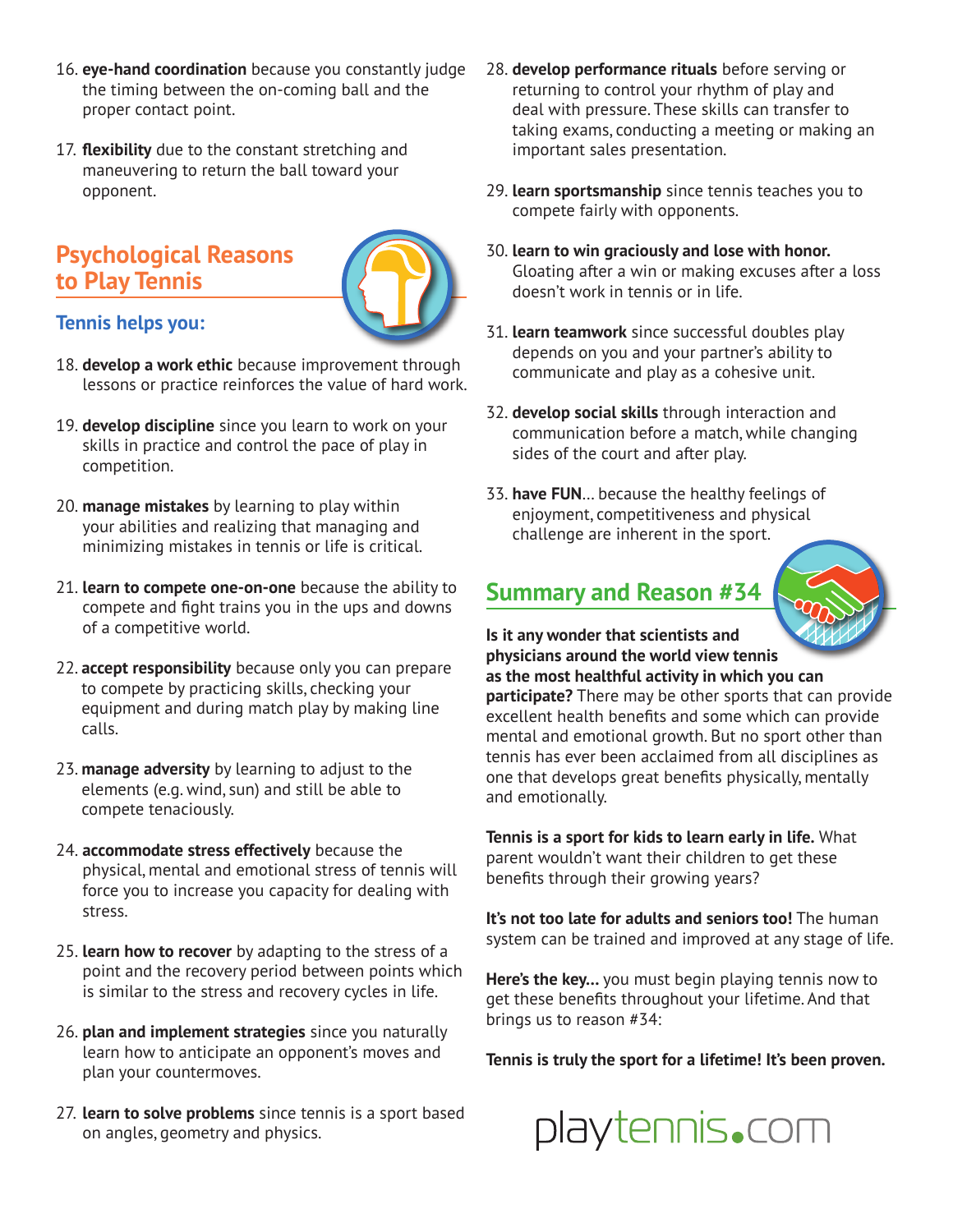16. **eye-hand coordination** because you constantly judge the timing between the on-coming ball and the proper contact point.

17. **flexibility** due to the constant stretching and maneuvering to return the ball toward your opponent.

## Psychological Reasons to Play Tennis

### Tennis helps you:

18. **develop a work ethic** because improvement through lessons or practice reinforces the value of hard work.

19. **develop discipline** since you learn to work on your skills in practice and control the pace of play in competition.

20. **manage mistakes** by learning to play within your abilities and realizing that managing and minimizing mistakes in tennis or life is critical.

21. **learn to compete one-on-one** because the ability to compete and fight trains you in the ups and downs of a competitive world.

22. **accept responsibility** because only you can prepare to compete by practicing skills, checking your equipment and during match play by making line calls.

23. **manage adversity** by learning to adjust to the elements (e.g. wind, sun) and still be able to compete tenaciously.

24. **accommodate stress effectively** because the physical, mental and emotional stress of tennis will force you to increase you capacity for dealing with stress.

25. **learn how to recover** by adapting to the stress of a point and the recovery period between points which is similar to the stress and recovery cycles in life.

26. **plan and implement strategies** since you naturally learn how to anticipate an opponent's moves and plan your countermoves.

27. **learn to solve problems** since tennis is a sport based on angles, geometry and physics.

28. **develop performance rituals** before serving or returning to control your rhythm of play and deal with pressure. These skills can transfer to taking exams, conducting a meeting or making an important sales presentation.

29. **learn sportsmanship** since tennis teaches you to compete fairly with opponents.

30. **learn to win graciously and lose with honor.** Gloating after a win or making excuses after a loss doesn't work in tennis or in life.

31. **learn teamwork** since successful doubles play depends on you and your partner's ability to communicate and play as a cohesive unit.

32. **develop social skills** through interaction and communication before a match, while changing sides of the court and after play.

33. **have FUN**... because the healthy feelings of enjoyment, competitiveness and physical challenge are inherent in the sport.

## Summary and Reason #34

**Is it any wonder that scientists and physicians around the world view tennis as the most healthful activity in which you can participate?** There may be other sports that can provide excellent health benefits and some which can provide mental and emotional growth. But no sport other than tennis has ever been acclaimed from all disciplines as one that develops great benefits physically, mentally and emotionally.

**Tennis is a sport for kids to learn early in life.** What parent wouldn't want their children to get these benefits through their growing years?

**It's not too late for adults and seniors too!** The human system can be trained and improved at any stage of life.

**Here's the key...** you must begin playing tennis now to get these benefits throughout your lifetime. And that brings us to reason #34:

**Tennis is truly the sport for a lifetime! It's been proven.**

playtennis.com